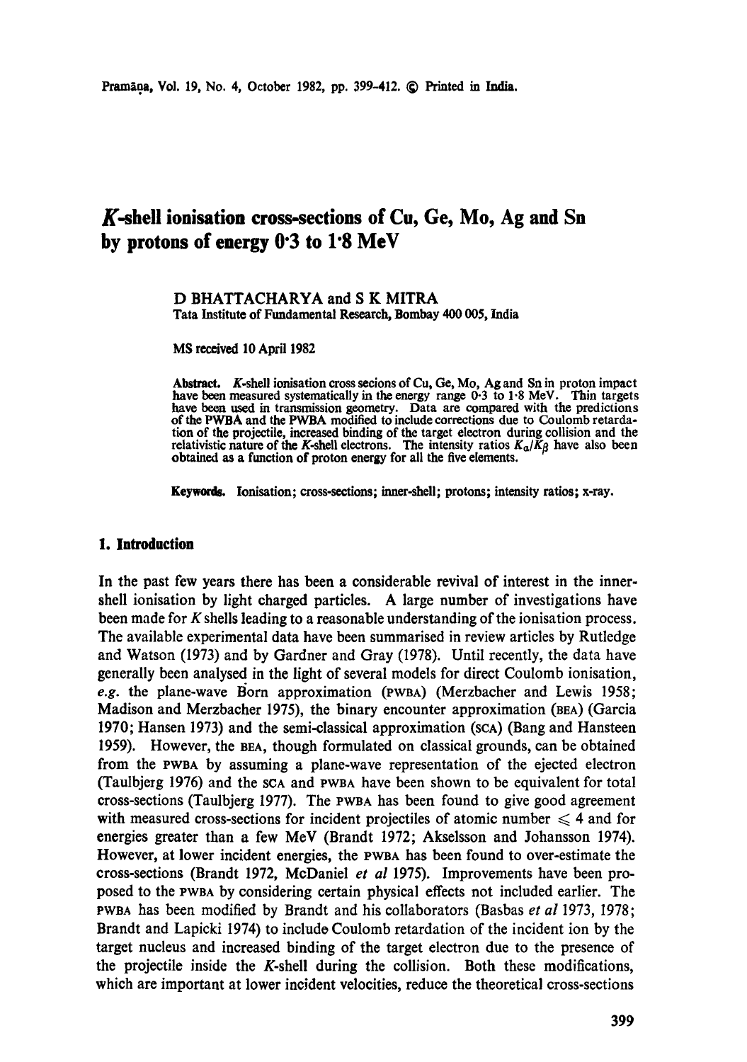# $K$-shell ionisation cross-sections of Cu, Ge, Mo, Ag and Sn by protons of energy 0·3 to 1·8 MeV

D BHATTACHARYA and S K MITRA

Tata Institute of Fundamental Research, Bombay 400 005, India

MS received 10 April 1982

**Abstract.** $K$-shell ionisation cross secions of Cu, Ge, Mo, Ag and Sn in proton impact have been measured systematically in the energy range 0·3 to 1·8 MeV. Thin targets have been used in transmission geometry. Data are compared with the predictions of the PWBA and the PWBA modified to include corrections due to Coulomb retardation of the projectile, increased binding of the target electron during collision and the relativistic nature of the $K$-shell electrons. The intensity ratios $K_\alpha/K_\beta$ have also been obtained as a function of proton energy for all the five elements.

**Keywords.** Ionisation; cross-sections; inner-shell; protons; intensity ratios; x-ray.

## 1. Introduction

In the past few years there has been a considerable revival of interest in the inner-shell ionisation by light charged particles. A large number of investigations have been made for $K$ shells leading to a reasonable understanding of the ionisation process. The available experimental data have been summarised in review articles by Rutledge and Watson (1973) and by Gardner and Gray (1978). Until recently, the data have generally been analysed in the light of several models for direct Coulomb ionisation, *e.g.* the plane-wave Born approximation (PWBA) (Merzbacher and Lewis 1958; Madison and Merzbacher 1975), the binary encounter approximation (BEA) (Garcia 1970; Hansen 1973) and the semi-classical approximation (SCA) (Bang and Hansteen 1959). However, the BEA, though formulated on classical grounds, can be obtained from the PWBA by assuming a plane-wave representation of the ejected electron (Taulbjerg 1976) and the SCA and PWBA have been shown to be equivalent for total cross-sections (Taulbjerg 1977). The PWBA has been found to give good agreement with measured cross-sections for incident projectiles of atomic number $\leqslant 4$ and for energies greater than a few MeV (Brandt 1972; Akselsson and Johansson 1974). However, at lower incident energies, the PWBA has been found to over-estimate the cross-sections (Brandt 1972, McDaniel *et al* 1975). Improvements have been proposed to the PWBA by considering certain physical effects not included earlier. The PWBA has been modified by Brandt and his collaborators (Basbas *et al* 1973, 1978; Brandt and Lapicki 1974) to include Coulomb retardation of the incident ion by the target nucleus and increased binding of the target electron due to the presence of the projectile inside the $K$-shell during the collision. Both these modifications, which are important at lower incident velocities, reduce the theoretical cross-sections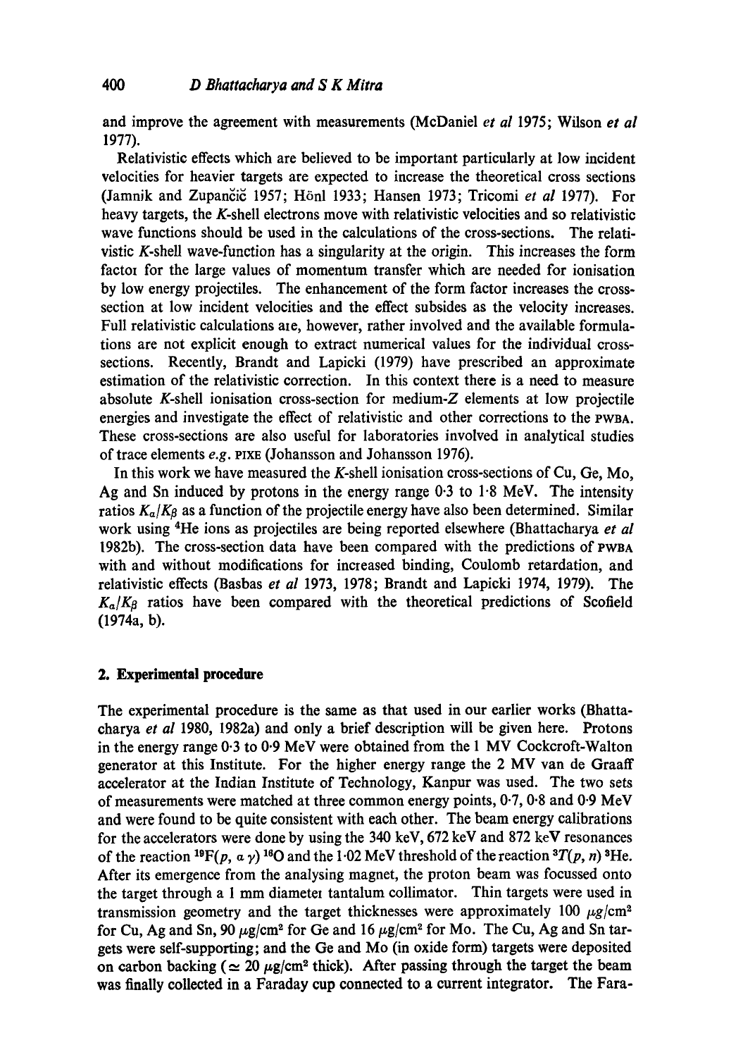and improve the agreement with measurements (McDaniel *et al* 1975; Wilson *et al* 1977).

Relativistic effects which are believed to be important particularly at low incident velocities for heavier targets are expected to increase the theoretical cross sections (Jamnik and Zupančič 1957; Hönl 1933; Hansen 1973; Tricomi *et al* 1977). For heavy targets, the *K*-shell electrons move with relativistic velocities and so relativistic wave functions should be used in the calculations of the cross-sections. The relativistic *K*-shell wave-function has a singularity at the origin. This increases the form factoı for the large values of momentum transfer which are needed for ionisation by low energy projectiles. The enhancement of the form factor increases the cross-section at low incident velocities and the effect subsides as the velocity increases. Full relativistic calculations aıe, however, rather involved and the available formulations are not explicit enough to extract numerical values for the individual cross-sections. Recently, Brandt and Lapicki (1979) have prescribed an approximate estimation of the relativistic correction. In this context there is a need to measure absolute *K*-shell ionisation cross-section for medium-*Z* elements at low projectile energies and investigate the effect of relativistic and other corrections to the PWBA. These cross-sections are also useful for laboratories involved in analytical studies of trace elements *e.g.* PIXE (Johansson and Johansson 1976).

In this work we have measured the *K*-shell ionisation cross-sections of Cu, Ge, Mo, Ag and Sn induced by protons in the energy range 0·3 to 1·8 MeV. The intensity ratios $K_\alpha/K_\beta$ as a function of the projectile energy have also been determined. Similar work using $^4$He ions as projectiles are being reported elsewhere (Bhattacharya *et al* 1982b). The cross-section data have been compared with the predictions of PWBA with and without modifications for increased binding, Coulomb retardation, and relativistic effects (Basbas *et al* 1973, 1978; Brandt and Lapicki 1974, 1979). The $K_\alpha/K_\beta$ ratios have been compared with the theoretical predictions of Scofield (1974a, b).

## 2. Experimental procedure

The experimental procedure is the same as that used in our earlier works (Bhattacharya *et al* 1980, 1982a) and only a brief description will be given here. Protons in the energy range 0·3 to 0·9 MeV were obtained from the 1 MV Cockcroft-Walton generator at this Institute. For the higher energy range the 2 MV van de Graaff accelerator at the Indian Institute of Technology, Kanpur was used. The two sets of measurements were matched at three common energy points, 0·7, 0·8 and 0·9 MeV and were found to be quite consistent with each other. The beam energy calibrations for the accelerators were done by using the 340 keV, 672 keV and 872 keV resonances of the reaction $^{19}$F$(p, \alpha\gamma)$$^{16}$O and the 1·02 MeV threshold of the reaction $^3T(p, n)$$^3$He. After its emergence from the analysing magnet, the proton beam was focussed onto the target through a 1 mm diameteı tantalum collimator. Thin targets were used in transmission geometry and the target thicknesses were approximately 100 $\mu$g/cm$^2$ for Cu, Ag and Sn, 90 $\mu$g/cm$^2$ for Ge and 16 $\mu$g/cm$^2$ for Mo. The Cu, Ag and Sn targets were self-supporting; and the Ge and Mo (in oxide form) targets were deposited on carbon backing ($\simeq$ 20 $\mu$g/cm$^2$ thick). After passing through the target the beam was finally collected in a Faraday cup connected to a current integrator. The Fara-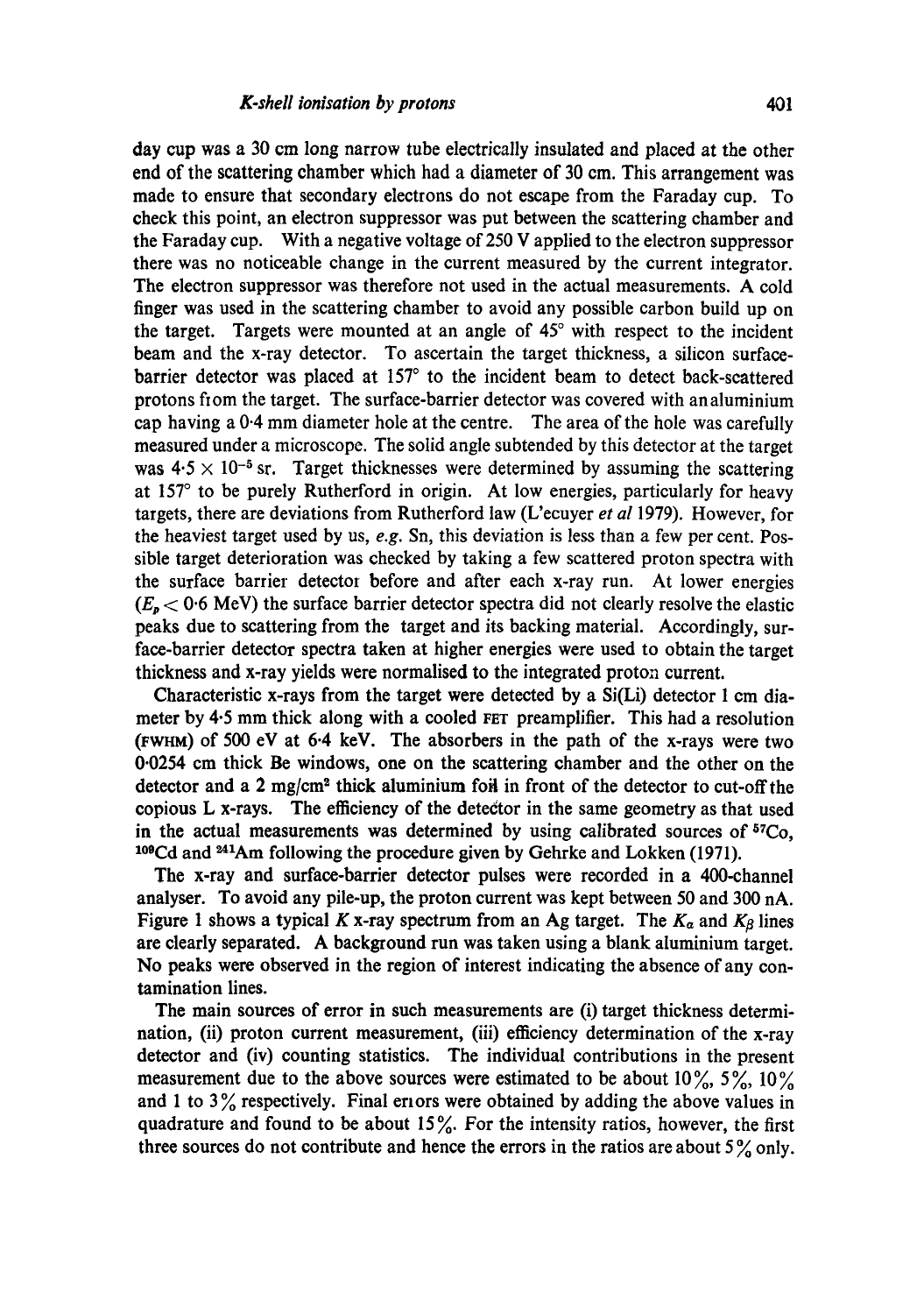day cup was a 30 cm long narrow tube electrically insulated and placed at the other end of the scattering chamber which had a diameter of 30 cm. This arrangement was made to ensure that secondary electrons do not escape from the Faraday cup. To check this point, an electron suppressor was put between the scattering chamber and the Faraday cup. With a negative voltage of 250 V applied to the electron suppressor there was no noticeable change in the current measured by the current integrator. The electron suppressor was therefore not used in the actual measurements. A cold finger was used in the scattering chamber to avoid any possible carbon build up on the target. Targets were mounted at an angle of 45° with respect to the incident beam and the x-ray detector. To ascertain the target thickness, a silicon surface-barrier detector was placed at 157° to the incident beam to detect back-scattered protons from the target. The surface-barrier detector was covered with an aluminium cap having a 0·4 mm diameter hole at the centre. The area of the hole was carefully measured under a microscope. The solid angle subtended by this detector at the target was $4 \cdot 5 \times 10^{-5}$ sr. Target thicknesses were determined by assuming the scattering at 157° to be purely Rutherford in origin. At low energies, particularly for heavy targets, there are deviations from Rutherford law (L'ecuyer *et al* 1979). However, for the heaviest target used by us, *e.g.* Sn, this deviation is less than a few per cent. Possible target deterioration was checked by taking a few scattered proton spectra with the surface barrier detector before and after each x-ray run. At lower energies ($E_p < 0 \cdot 6$ MeV) the surface barrier detector spectra did not clearly resolve the elastic peaks due to scattering from the target and its backing material. Accordingly, surface-barrier detector spectra taken at higher energies were used to obtain the target thickness and x-ray yields were normalised to the integrated proton current.

Characteristic x-rays from the target were detected by a Si(Li) detector 1 cm diameter by 4·5 mm thick along with a cooled FET preamplifier. This had a resolution (FWHM) of 500 eV at 6·4 keV. The absorbers in the path of the x-rays were two 0·0254 cm thick Be windows, one on the scattering chamber and the other on the detector and a 2 mg/cm$^2$ thick aluminium foil in front of the detector to cut-off the copious L x-rays. The efficiency of the detector in the same geometry as that used in the actual measurements was determined by using calibrated sources of $^{57}$Co, $^{109}$Cd and $^{241}$Am following the procedure given by Gehrke and Lokken (1971).

The x-ray and surface-barrier detector pulses were recorded in a 400-channel analyser. To avoid any pile-up, the proton current was kept between 50 and 300 nA. Figure 1 shows a typical $K$ x-ray spectrum from an Ag target. The $K_\alpha$ and $K_\beta$ lines are clearly separated. A background run was taken using a blank aluminium target. No peaks were observed in the region of interest indicating the absence of any contamination lines.

The main sources of error in such measurements are (i) target thickness determination, (ii) proton current measurement, (iii) efficiency determination of the x-ray detector and (iv) counting statistics. The individual contributions in the present measurement due to the above sources were estimated to be about 10%, 5%, 10% and 1 to 3% respectively. Final errors were obtained by adding the above values in quadrature and found to be about 15%. For the intensity ratios, however, the first three sources do not contribute and hence the errors in the ratios are about 5% only.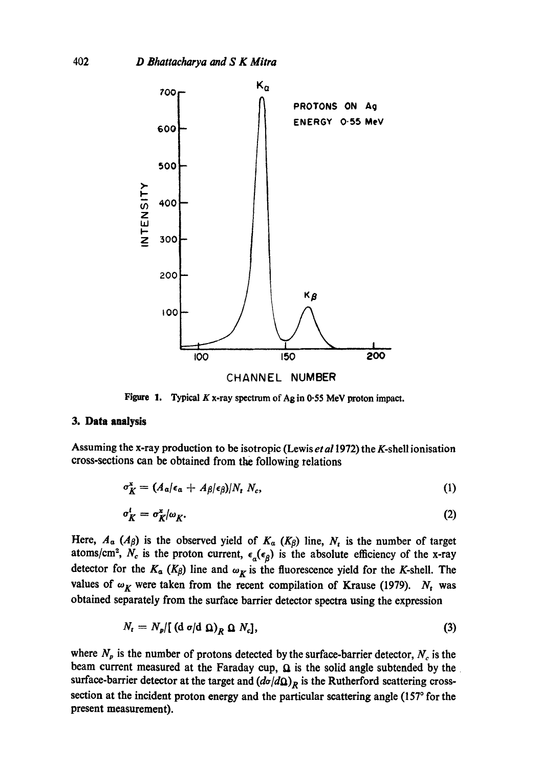Figure 1. Typical $K$ x-ray spectrum of Ag in 0·55 MeV proton impact.

## 3. Data analysis

Assuming the x-ray production to be isotropic (Lewis *et al* 1972) the $K$-shell ionisation cross-sections can be obtained from the following relations

$$\sigma_K^x = (A_\alpha/\epsilon_\alpha + A_\beta/\epsilon_\beta)/N_t\, N_c, \tag{1}$$

$$\sigma_K^i = \sigma_K^x/\omega_K. \tag{2}$$

Here, $A_\alpha$ ($A_\beta$) is the observed yield of $K_\alpha$ ($K_\beta$) line, $N_t$ is the number of target atoms/cm$^2$, $N_c$ is the proton current, $\epsilon_\alpha(\epsilon_\beta)$ is the absolute efficiency of the x-ray detector for the $K_\alpha$ ($K_\beta$) line and $\omega_K$ is the fluorescence yield for the $K$-shell. The values of $\omega_K$ were taken from the recent compilation of Krause (1979). $N_t$ was obtained separately from the surface barrier detector spectra using the expression

$$N_t = N_p/[(\mathrm{d}\sigma/\mathrm{d}\Omega)_R\, \Omega\, N_c], \tag{3}$$

where $N_p$ is the number of protons detected by the surface-barrier detector, $N_c$ is the beam current measured at the Faraday cup, $\Omega$ is the solid angle subtended by the surface-barrier detector at the target and $(d\sigma/d\Omega)_R$ is the Rutherford scattering cross-section at the incident proton energy and the particular scattering angle (157° for the present measurement).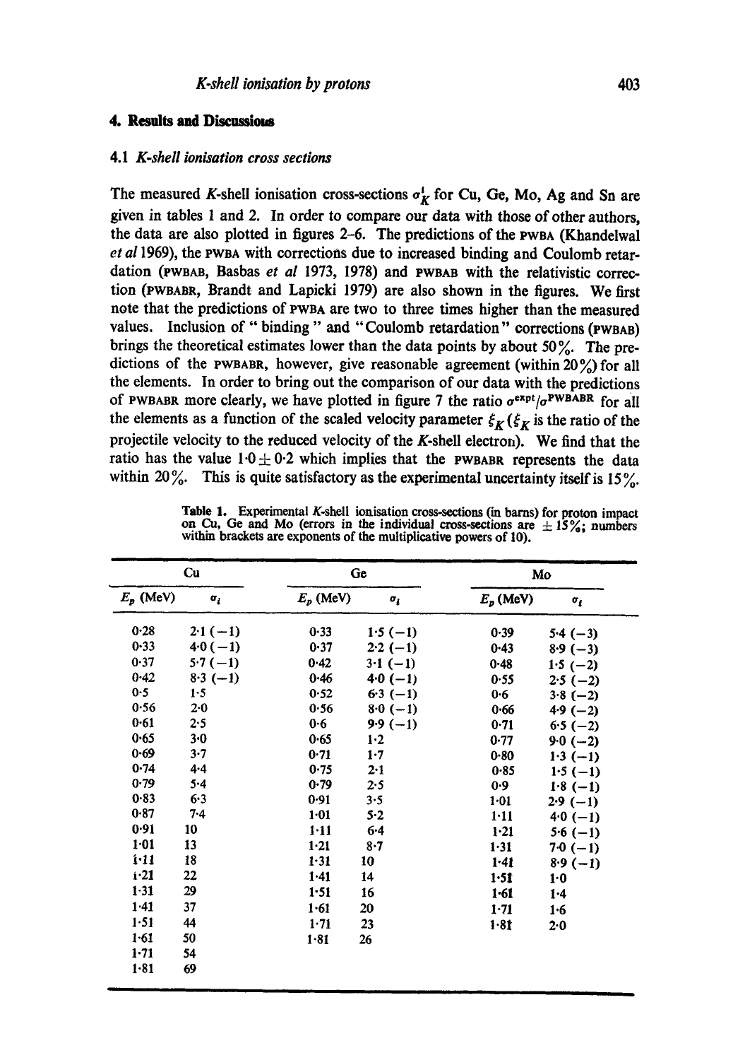## 4. Results and Discussions

### 4.1 *K-shell ionisation cross sections*

The measured *K*-shell ionisation cross-sections $\sigma_K^i$ for Cu, Ge, Mo, Ag and Sn are given in tables 1 and 2. In order to compare our data with those of other authors, the data are also plotted in figures 2–6. The predictions of the PWBA (Khandelwal *et al* 1969), the PWBA with corrections due to increased binding and Coulomb retardation (PWBAB, Basbas *et al* 1973, 1978) and PWBAB with the relativistic correction (PWBABR, Brandt and Lapicki 1979) are also shown in the figures. We first note that the predictions of PWBA are two to three times higher than the measured values. Inclusion of "binding" and "Coulomb retardation" corrections (PWBAB) brings the theoretical estimates lower than the data points by about 50%. The predictions of the PWBABR, however, give reasonable agreement (within 20%) for all the elements. In order to bring out the comparison of our data with the predictions of PWBABR more clearly, we have plotted in figure 7 the ratio $\sigma^{\text{expt}}/\sigma^{\text{PWBABR}}$ for all the elements as a function of the scaled velocity parameter $\xi_K$ ($\xi_K$ is the ratio of the projectile velocity to the reduced velocity of the *K*-shell electron). We find that the ratio has the value $1{\cdot}0 \pm 0{\cdot}2$ which implies that the PWBABR represents the data within 20%. This is quite satisfactory as the experimental uncertainty itself is 15%.

**Table 1.** Experimental *K*-shell ionisation cross-sections (in barns) for proton impact on Cu, Ge and Mo (errors in the individual cross-sections are ± 15%; numbers within brackets are exponents of the multiplicative powers of 10).

| Cu | | Ge | | Mo | |
|---|---|---|---|---|---|
| $E_p$ (MeV) | $\sigma_i$ | $E_p$ (MeV) | $\sigma_i$ | $E_p$ (MeV) | $\sigma_i$ |
| 0·28 | 2·1 (−1) | 0·33 | 1·5 (−1) | 0·39 | 5·4 (−3) |
| 0·33 | 4·0 (−1) | 0·37 | 2·2 (−1) | 0·43 | 8·9 (−3) |
| 0·37 | 5·7 (−1) | 0·42 | 3·1 (−1) | 0·48 | 1·5 (−2) |
| 0·42 | 8·3 (−1) | 0·46 | 4·0 (−1) | 0·55 | 2·5 (−2) |
| 0·5 | 1·5 | 0·52 | 6·3 (−1) | 0·6 | 3·8 (−2) |
| 0·56 | 2·0 | 0·56 | 8·0 (−1) | 0·66 | 4·9 (−2) |
| 0·61 | 2·5 | 0·6 | 9·9 (−1) | 0·71 | 6·5 (−2) |
| 0·65 | 3·0 | 0·65 | 1·2 | 0·77 | 9·0 (−2) |
| 0·69 | 3·7 | 0·71 | 1·7 | 0·80 | 1·3 (−1) |
| 0·74 | 4·4 | 0·75 | 2·1 | 0·85 | 1·5 (−1) |
| 0·79 | 5·4 | 0·79 | 2·5 | 0·9 | 1·8 (−1) |
| 0·83 | 6·3 | 0·91 | 3·5 | 1·01 | 2·9 (−1) |
| 0·87 | 7·4 | 1·01 | 5·2 | 1·11 | 4·0 (−1) |
| 0·91 | 10 | 1·11 | 6·4 | 1·21 | 5·6 (−1) |
| 1·01 | 13 | 1·21 | 8·7 | 1·31 | 7·0 (−1) |
| 1·11 | 18 | 1·31 | 10 | 1·41 | 8·9 (−1) |
| 1·21 | 22 | 1·41 | 14 | 1·51 | 1·0 |
| 1·31 | 29 | 1·51 | 16 | 1·61 | 1·4 |
| 1·41 | 37 | 1·61 | 20 | 1·71 | 1·6 |
| 1·51 | 44 | 1·71 | 23 | 1·81 | 2·0 |
| 1·61 | 50 | 1·81 | 26 | | |
| 1·71 | 54 | | | | |
| 1·81 | 69 | | | | |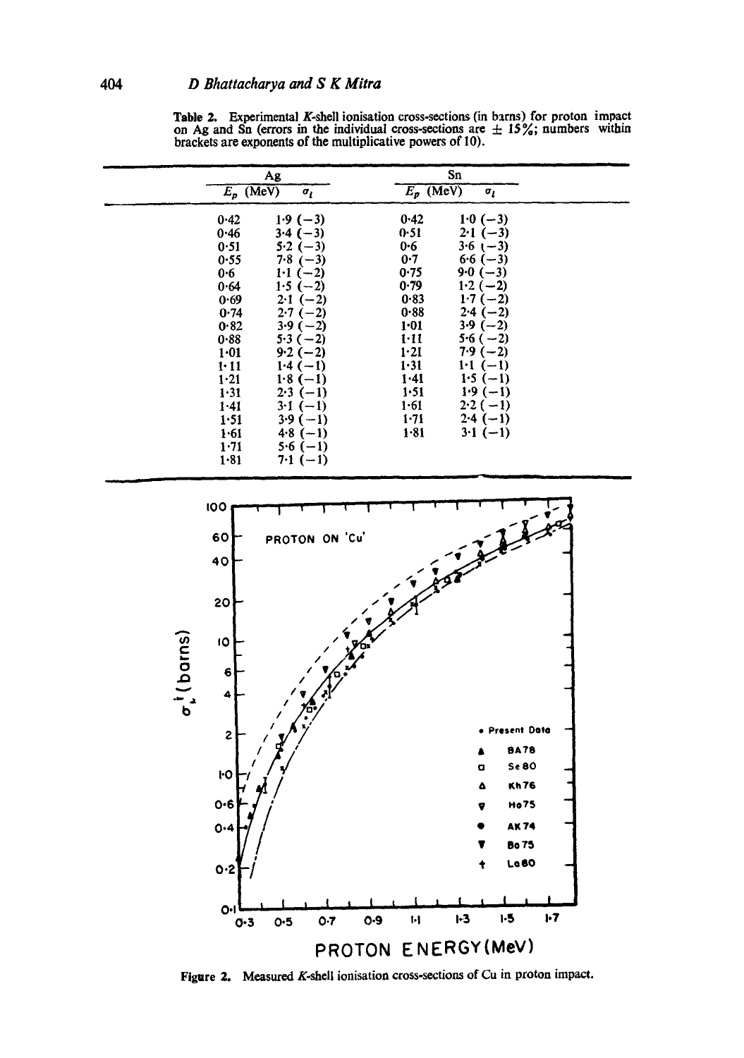**Table 2.** Experimental $K$-shell ionisation cross-sections (in barns) for proton impact on Ag and Sn (errors in the individual cross-sections are $\pm$ 15%; numbers within brackets are exponents of the multiplicative powers of 10).

| Ag | | Sn | |
|---|---|---|---|
| $E_p$ (MeV) | $\sigma_i$ | $E_p$ (MeV) | $\sigma_i$ |
| 0·42 | 1·9 (−3) | 0·42 | 1·0 (−3) |
| 0·46 | 3·4 (−3) | 0·51 | 2·1 (−3) |
| 0·51 | 5·2 (−3) | 0·6 | 3·6 (−3) |
| 0·55 | 7·8 (−3) | 0·7 | 6·6 (−3) |
| 0·6 | 1·1 (−2) | 0·75 | 9·0 (−3) |
| 0·64 | 1·5 (−2) | 0·79 | 1·2 (−2) |
| 0·69 | 2·1 (−2) | 0·83 | 1·7 (−2) |
| 0·74 | 2·7 (−2) | 0·88 | 2·4 (−2) |
| 0·82 | 3·9 (−2) | 1·01 | 3·9 (−2) |
| 0·88 | 5·3 (−2) | 1·11 | 5·6 (−2) |
| 1·01 | 9·2 (−2) | 1·21 | 7·9 (−2) |
| 1·11 | 1·4 (−1) | 1·31 | 1·1 (−1) |
| 1·21 | 1·8 (−1) | 1·41 | 1·5 (−1) |
| 1·31 | 2·3 (−1) | 1·51 | 1·9 (−1) |
| 1·41 | 3·1 (−1) | 1·61 | 2·2 (−1) |
| 1·51 | 3·9 (−1) | 1·71 | 2·4 (−1) |
| 1·61 | 4·8 (−1) | 1·81 | 3·1 (−1) |
| 1·71 | 5·6 (−1) | | |
| 1·81 | 7·1 (−1) | | |

**Figure 2.** Measured $K$-shell ionisation cross-sections of Cu in proton impact.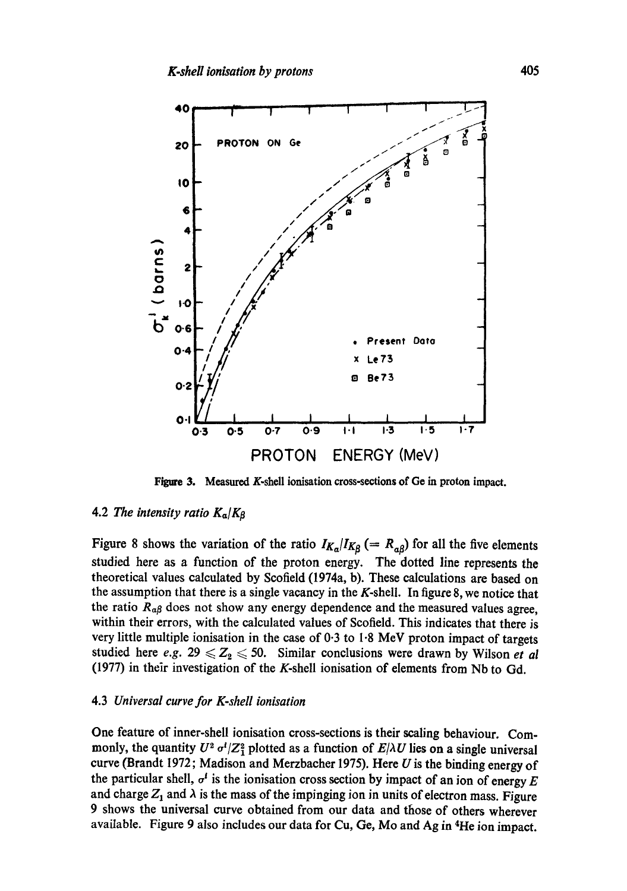Figure 3. Measured $K$-shell ionisation cross-sections of Ge in proton impact.

### 4.2 *The intensity ratio* $K_\alpha/K\beta$

Figure 8 shows the variation of the ratio $I_{K_\alpha}/I_{K_\beta}$ ($= R_{\alpha\beta}$) for all the five elements studied here as a function of the proton energy. The dotted line represents the theoretical values calculated by Scofield (1974a, b). These calculations are based on the assumption that there is a single vacancy in the $K$-shell. In figure 8, we notice that the ratio $R_{\alpha\beta}$ does not show any energy dependence and the measured values agree, within their errors, with the calculated values of Scofield. This indicates that there is very little multiple ionisation in the case of 0·3 to 1·8 MeV proton impact of targets studied here *e.g.* $29 \leqslant Z_2 \leqslant 50$. Similar conclusions were drawn by Wilson *et al* (1977) in their investigation of the $K$-shell ionisation of elements from Nb to Gd.

### 4.3 *Universal curve for K-shell ionisation*

One feature of inner-shell ionisation cross-sections is their scaling behaviour. Commonly, the quantity $U^2 \sigma^I/Z_1^2$ plotted as a function of $E/\lambda U$ lies on a single universal curve (Brandt 1972; Madison and Merzbacher 1975). Here $U$ is the binding energy of the particular shell, $\sigma^I$ is the ionisation cross section by impact of an ion of energy $E$ and charge $Z_1$ and $\lambda$ is the mass of the impinging ion in units of electron mass. Figure 9 shows the universal curve obtained from our data and those of others wherever available. Figure 9 also includes our data for Cu, Ge, Mo and Ag in $^4$He ion impact.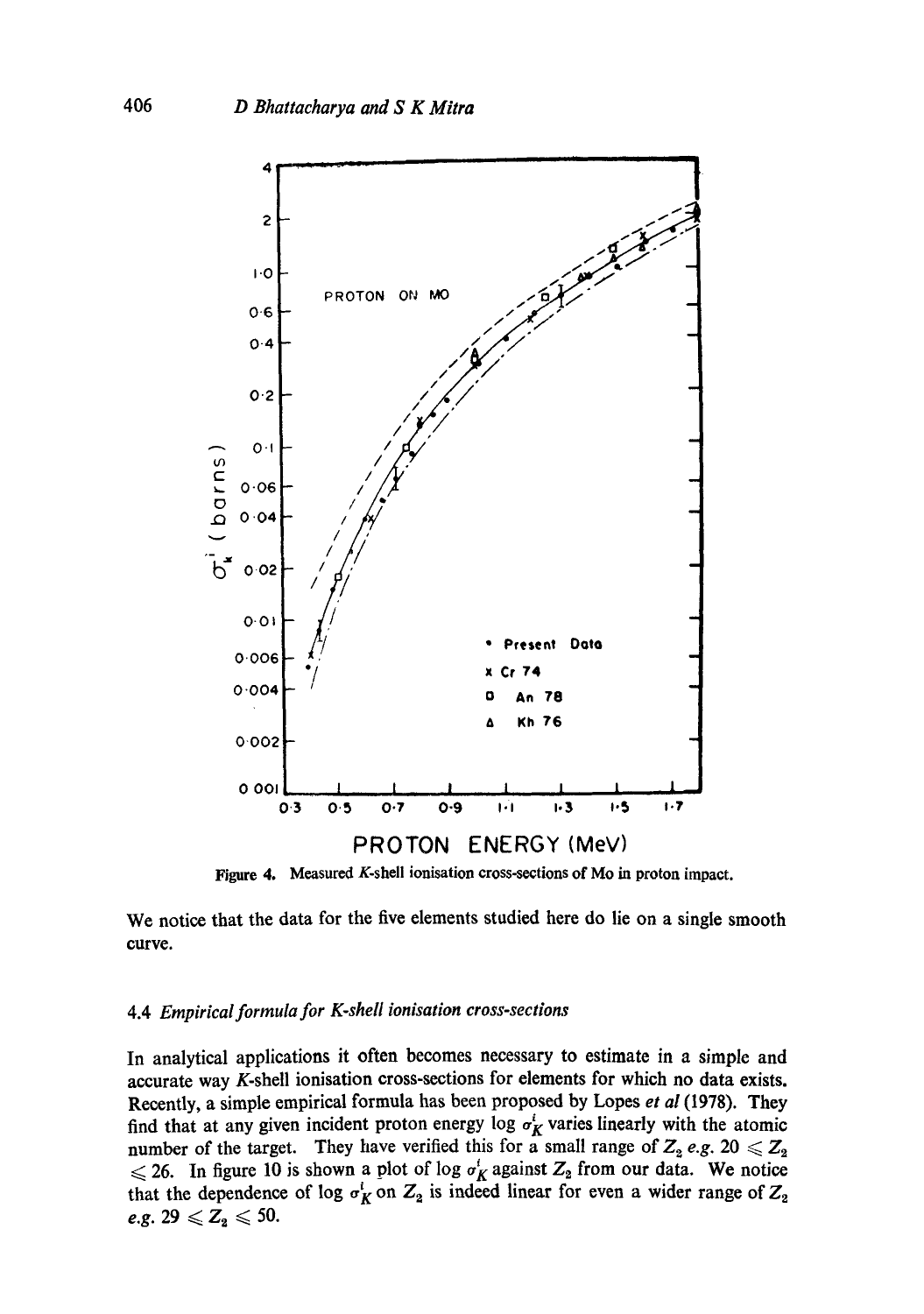Figure 4. Measured $K$-shell ionisation cross-sections of Mo in proton impact.

We notice that the data for the five elements studied here do lie on a single smooth curve.

### 4.4 *Empirical formula for K-shell ionisation cross-sections*

In analytical applications it often becomes necessary to estimate in a simple and accurate way $K$-shell ionisation cross-sections for elements for which no data exists. Recently, a simple empirical formula has been proposed by Lopes *et al* (1978). They find that at any given incident proton energy $\log \sigma_K^i$ varies linearly with the atomic number of the target. They have verified this for a small range of $Z_2$ *e.g.* $20 \leqslant Z_2 \leqslant 26$. In figure 10 is shown a plot of $\log \sigma_K^i$ against $Z_2$ from our data. We notice that the dependence of $\log \sigma_K^i$ on $Z_2$ is indeed linear for even a wider range of $Z_2$ *e.g.* $29 \leqslant Z_2 \leqslant 50$.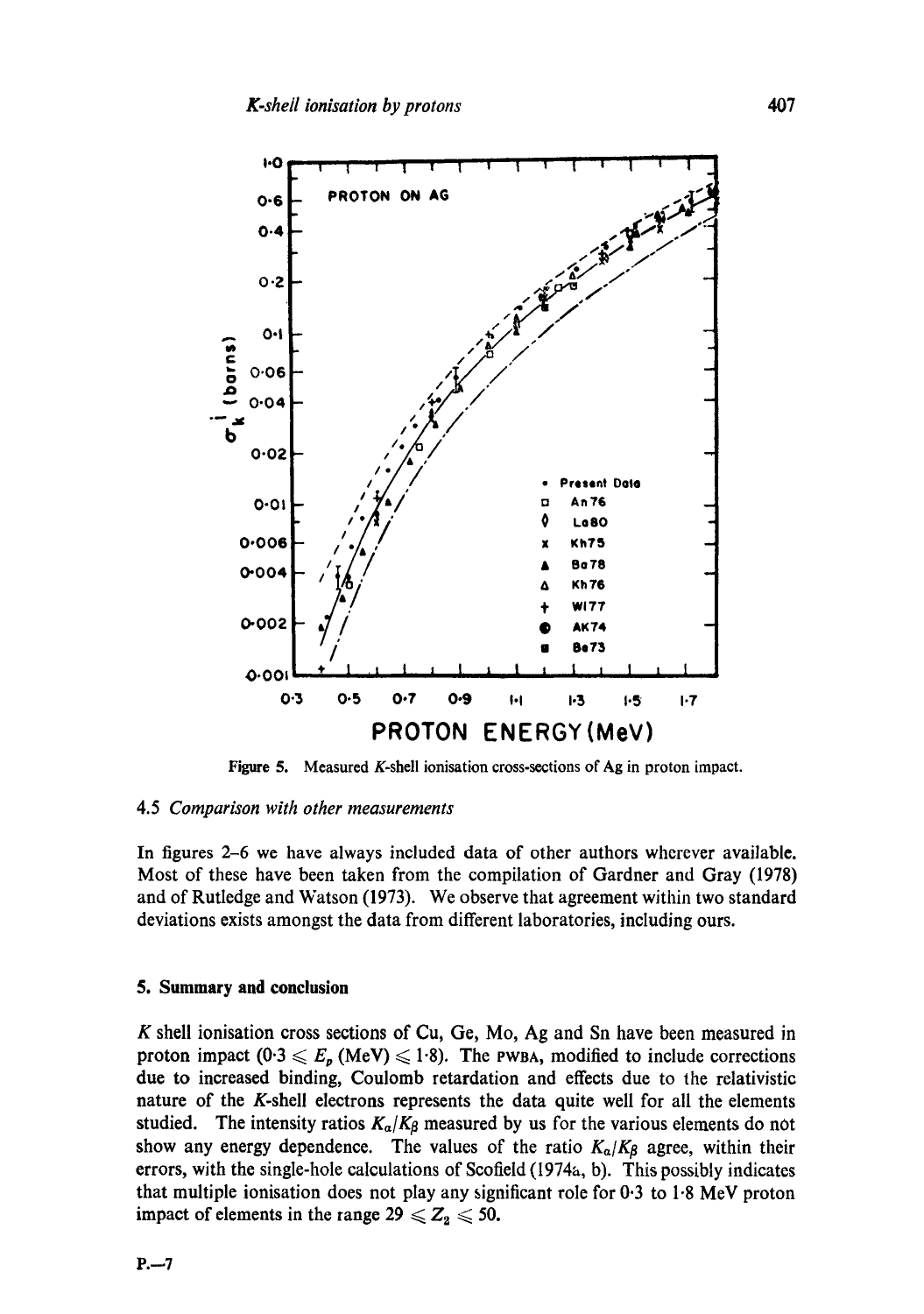Figure 5. Measured $K$-shell ionisation cross-sections of Ag in proton impact.

### 4.5 *Comparison with other measurements*

In figures 2–6 we have always included data of other authors wherever available. Most of these have been taken from the compilation of Gardner and Gray (1978) and of Rutledge and Watson (1973). We observe that agreement within two standard deviations exists amongst the data from different laboratories, including ours.

## 5. Summary and conclusion

$K$ shell ionisation cross sections of Cu, Ge, Mo, Ag and Sn have been measured in proton impact ($0\cdot3 \leqslant E_p\,(\text{MeV}) \leqslant 1\cdot8$). The PWBA, modified to include corrections due to increased binding, Coulomb retardation and effects due to the relativistic nature of the $K$-shell electrons represents the data quite well for all the elements studied. The intensity ratios $K_\alpha/K_\beta$ measured by us for the various elements do not show any energy dependence. The values of the ratio $K_\alpha/K_\beta$ agree, within their errors, with the single-hole calculations of Scofield (1974a, b). This possibly indicates that multiple ionisation does not play any significant role for 0·3 to 1·8 MeV proton impact of elements in the range $29 \leqslant Z_2 \leqslant 50$.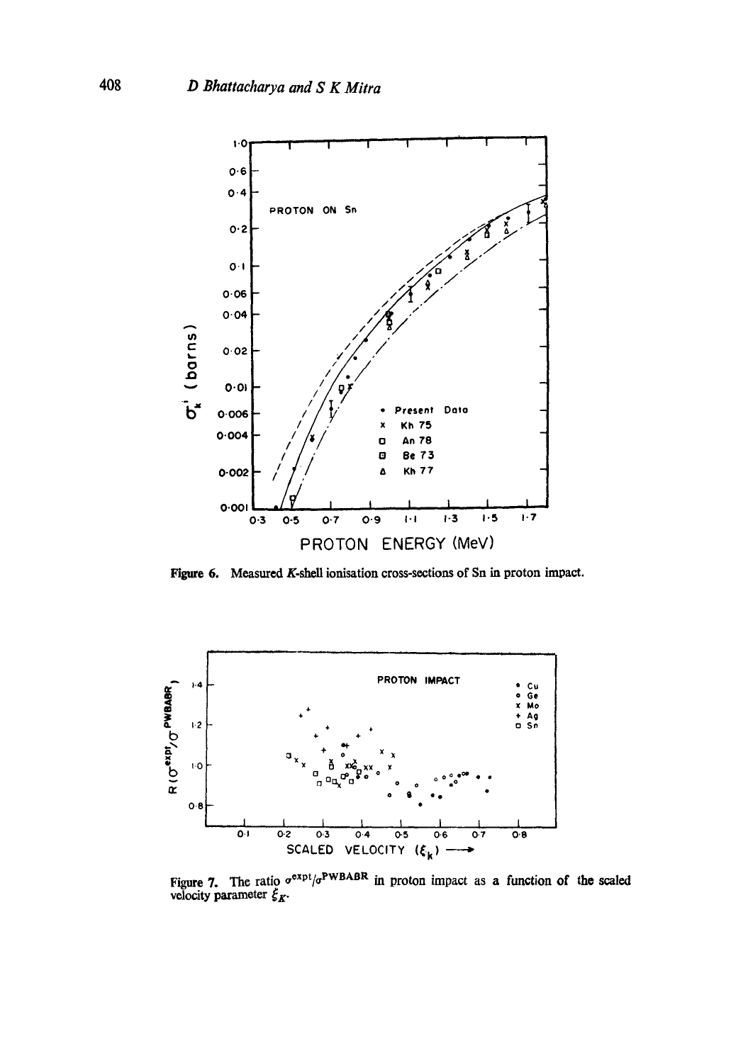Figure 6. Measured $K$-shell ionisation cross-sections of Sn in proton impact.

Figure 7. The ratio $\sigma^{expt}/\sigma^{PWBABR}$ in proton impact as a function of the scaled velocity parameter $\xi_K$.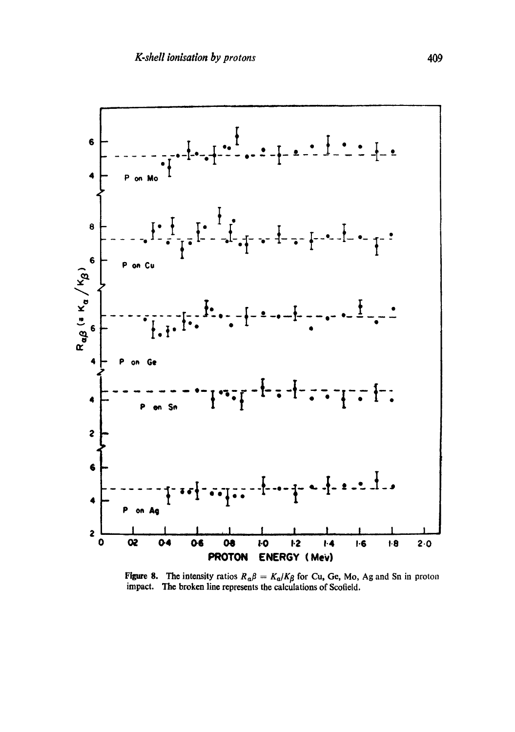**Figure 8.** The intensity ratios $R_{\alpha\beta} = K_\alpha/K_\beta$ for Cu, Ge, Mo, Ag and Sn in proton impact. The broken line represents the calculations of Scofield.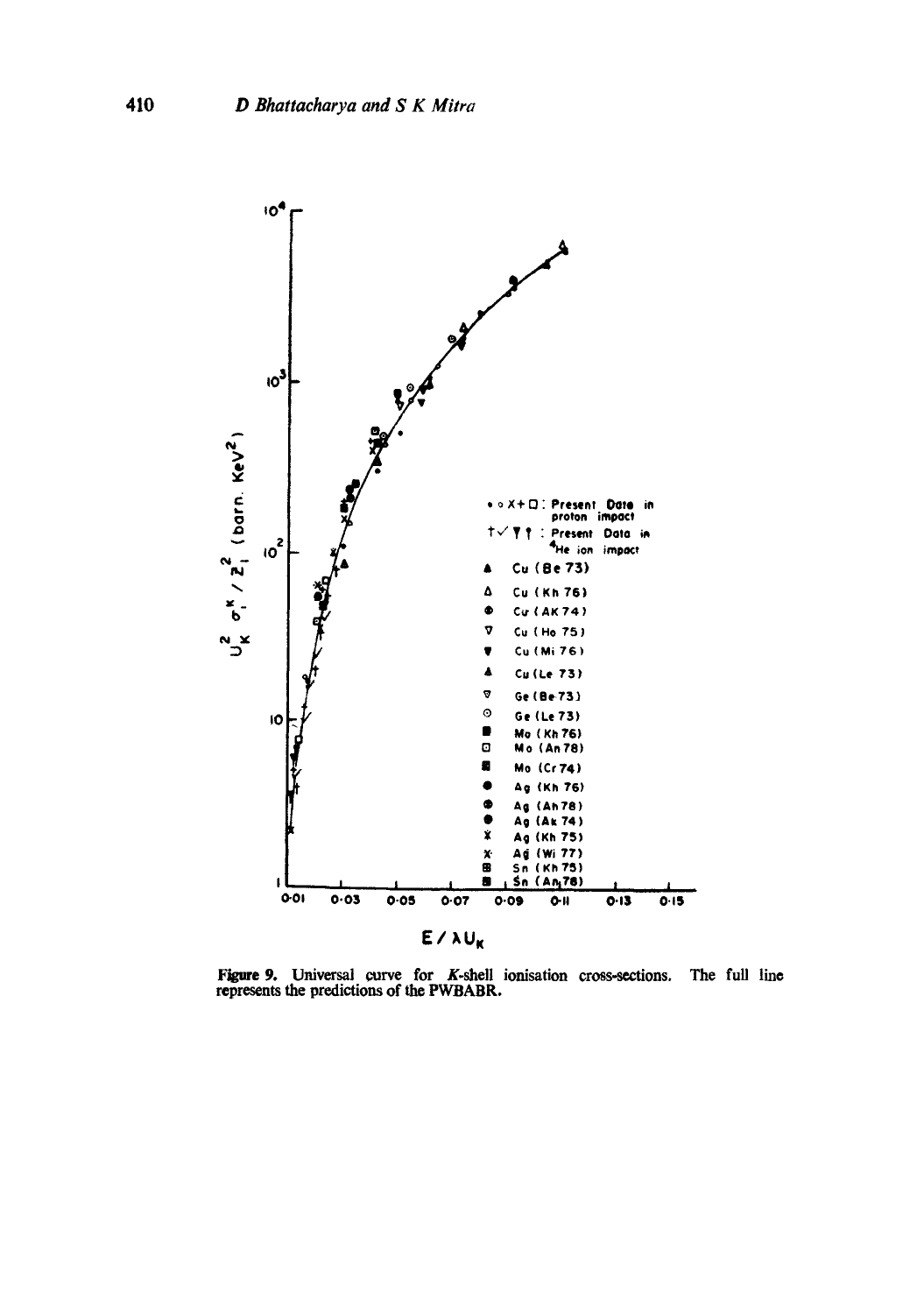**Figure 9.** Universal curve for $K$-shell ionisation cross-sections. The full line represents the predictions of the PWBABR.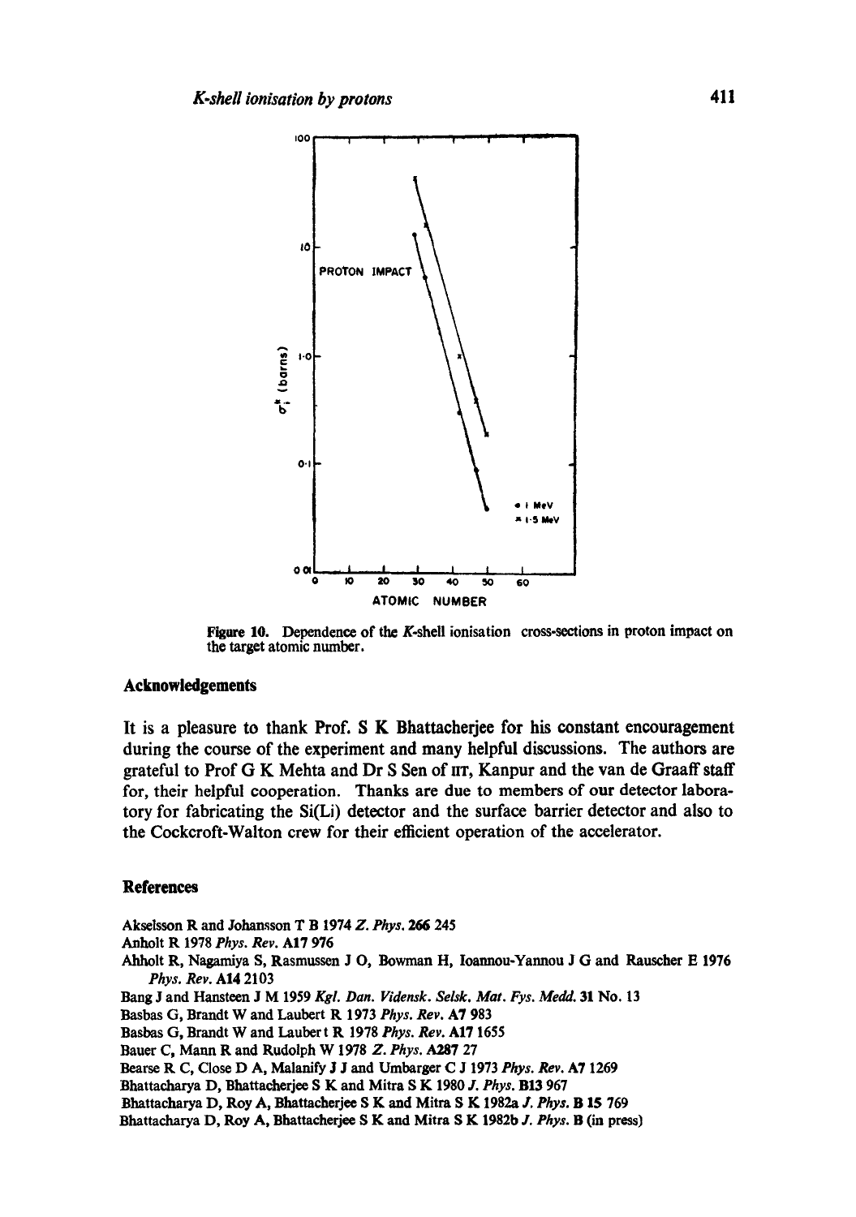Figure 10. Dependence of the $K$-shell ionisation cross-sections in proton impact on the target atomic number.

## Acknowledgements

It is a pleasure to thank Prof. S K Bhattacherjee for his constant encouragement during the course of the experiment and many helpful discussions. The authors are grateful to Prof G K Mehta and Dr S Sen of IIT, Kanpur and the van de Graaff staff for, their helpful cooperation. Thanks are due to members of our detector laboratory for fabricating the Si(Li) detector and the surface barrier detector and also to the Cockcroft-Walton crew for their efficient operation of the accelerator.

## References

Akselsson R and Johansson T B 1974 *Z. Phys.* **266** 245

Anholt R 1978 *Phys. Rev.* **A17** 976

Ahholt R, Nagamiya S, Rasmussen J O, Bowman H, Ioannou-Yannou J G and Rauscher E 1976 *Phys. Rev.* **A14** 2103

Bang J and Hansteen J M 1959 *Kgl. Dan. Vidensk. Selsk. Mat. Fys. Medd.* **31** No. 13

Basbas G, Brandt W and Laubert R 1973 *Phys. Rev.* **A7** 983

Basbas G, Brandt W and Laubert R 1978 *Phys. Rev.* **A17** 1655

Bauer C, Mann R and Rudolph W 1978 *Z. Phys.* **A287** 27

Bearse R C, Close D A, Malanify J J and Umbarger C J 1973 *Phys. Rev.* **A7** 1269

Bhattacharya D, Bhattacherjee S K and Mitra S K 1980 *J. Phys.* **B13** 967

Bhattacharya D, Roy A, Bhattacherjee S K and Mitra S K 1982a *J. Phys.* **B 15** 769

Bhattacharya D, Roy A, Bhattacherjee S K and Mitra S K 1982b *J. Phys.* **B** (in press)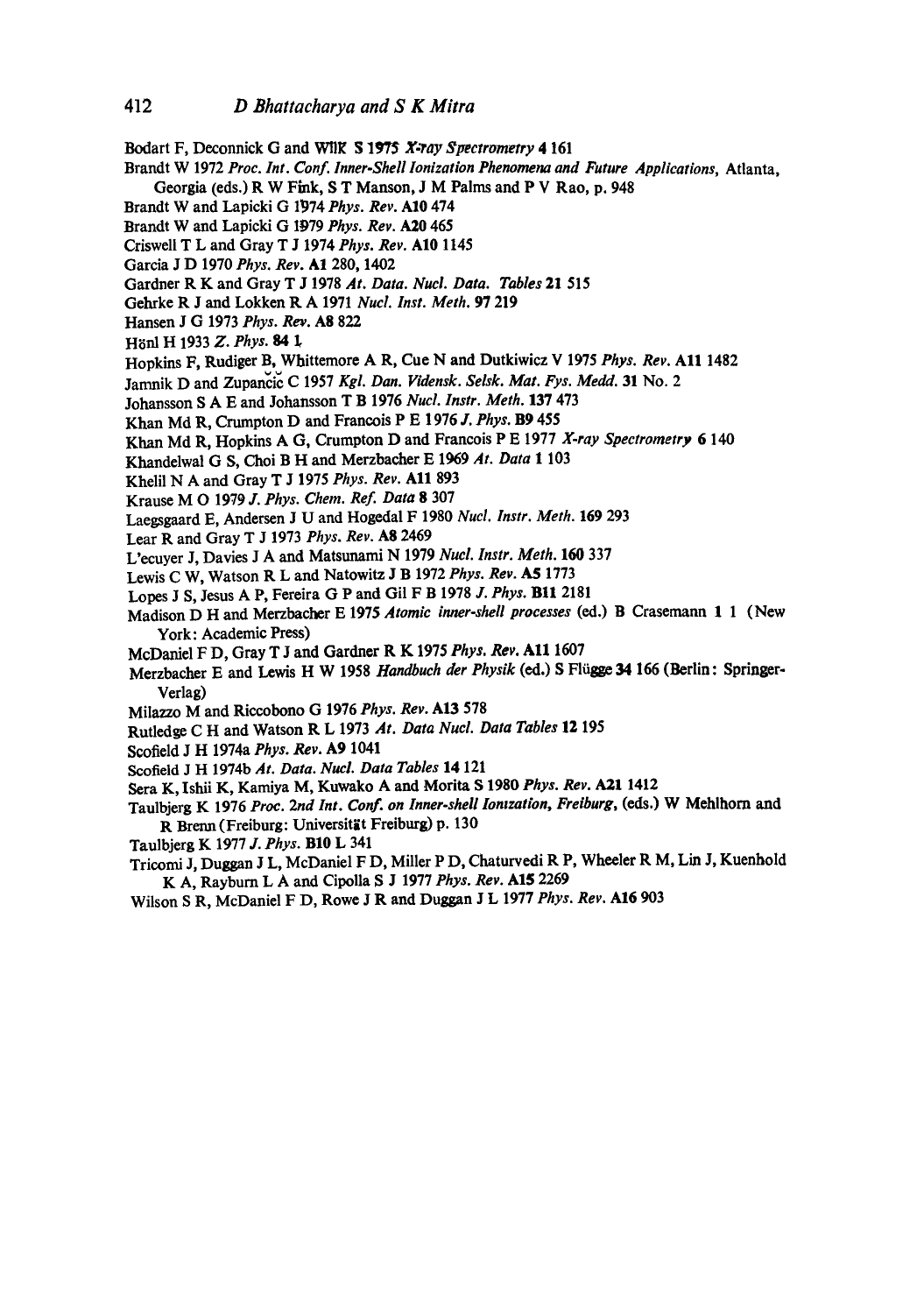Bodart F, Deconnick G and Wilk S 1975 *X-ray Spectrometry* **4** 161

Brandt W 1972 *Proc. Int. Conf. Inner-Shell Ionization Phenomena and Future Applications*, Atlanta, Georgia (eds.) R W Fink, S T Manson, J M Palms and P V Rao, p. 948

Brandt W and Lapicki G 1974 *Phys. Rev.* **A10** 474

Brandt W and Lapicki G 1979 *Phys. Rev.* **A20** 465

Criswell T L and Gray T J 1974 *Phys. Rev.* **A10** 1145

Garcia J D 1970 *Phys. Rev.* **A1** 280, 1402

Gardner R K and Gray T J 1978 *At. Data. Nucl. Data. Tables* **21** 515

Gehrke R J and Lokken R A 1971 *Nucl. Inst. Meth.* **97** 219

Hansen J G 1973 *Phys. Rev.* **A8** 822

Hönl H 1933 *Z. Phys.* **84** 1

Hopkins F, Rudiger B, Whittemore A R, Cue N and Dutkiwicz V 1975 *Phys. Rev.* **A11** 1482

Jamnik D and Zupančič C 1957 *Kgl. Dan. Vidensk. Selsk. Mat. Fys. Medd.* **31** No. 2

Johansson S A E and Johansson T B 1976 *Nucl. Instr. Meth.* **137** 473

Khan Md R, Crumpton D and Francois P E 1976 *J. Phys.* **B9** 455

Khan Md R, Hopkins A G, Crumpton D and Francois P E 1977 *X-ray Spectrometry* **6** 140

Khandelwal G S, Choi B H and Merzbacher E 1969 *At. Data* **1** 103

Khelil N A and Gray T J 1975 *Phys. Rev.* **A11** 893

Krause M O 1979 *J. Phys. Chem. Ref. Data* **8** 307

Laegsgaard E, Andersen J U and Hogedal F 1980 *Nucl. Instr. Meth.* **169** 293

Lear R and Gray T J 1973 *Phys. Rev.* **A8** 2469

L'ecuyer J, Davies J A and Matsunami N 1979 *Nucl. Instr. Meth.* **160** 337

Lewis C W, Watson R L and Natowitz J B 1972 *Phys. Rev.* **A5** 1773

Lopes J S, Jesus A P, Fereira G P and Gil F B 1978 *J. Phys.* **B11** 2181

Madison D H and Merzbacher E 1975 *Atomic inner-shell processes* (ed.) B Crasemann **1** 1 (New York: Academic Press)

McDaniel F D, Gray T J and Gardner R K 1975 *Phys. Rev.* **A11** 1607

Merzbacher E and Lewis H W 1958 *Handbuch der Physik* (ed.) S Flügge **34** 166 (Berlin: Springer-Verlag)

Milazzo M and Riccobono G 1976 *Phys. Rev.* **A13** 578

Rutledge C H and Watson R L 1973 *At. Data Nucl. Data Tables* **12** 195

Scofield J H 1974a *Phys. Rev.* **A9** 1041

Scofield J H 1974b *At. Data. Nucl. Data Tables* **14** 121

Sera K, Ishii K, Kamiya M, Kuwako A and Morita S 1980 *Phys. Rev.* **A21** 1412

Taulbjerg K 1976 *Proc. 2nd Int. Conf. on Inner-shell Ionization, Freiburg*, (eds.) W Mehlhorn and R Brenn (Freiburg: Universität Freiburg) p. 130

Taulbjerg K 1977 *J. Phys.* **B10** L 341

Tricomi J, Duggan J L, McDaniel F D, Miller P D, Chaturvedi R P, Wheeler R M, Lin J, Kuenhold K A, Rayburn L A and Cipolla S J 1977 *Phys. Rev.* **A15** 2269

Wilson S R, McDaniel F D, Rowe J R and Duggan J L 1977 *Phys. Rev.* **A16** 903